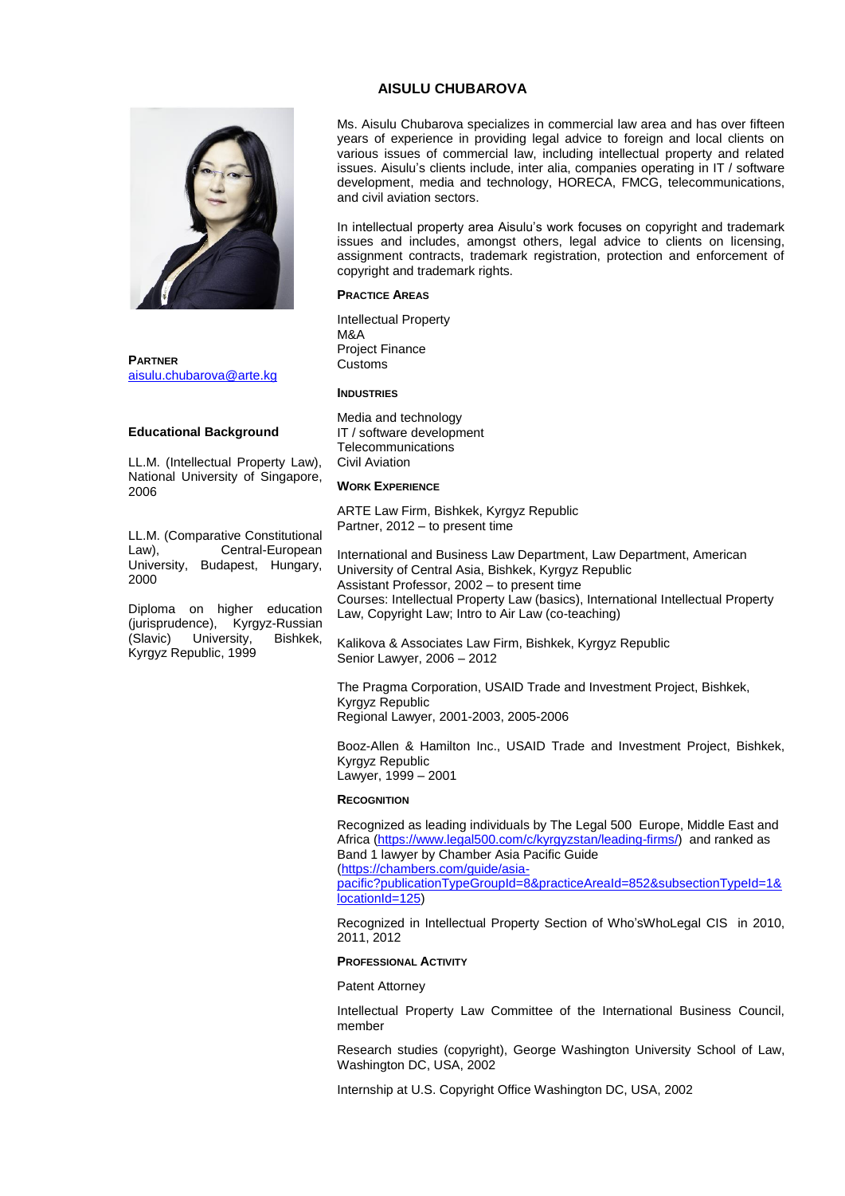# AISULU CHUBAROVA

**PARTNER**
[aisulu.chubarova@arte.kg](mailto:aisulu.chubarova@arte.kg)

## Educational Background

LL.M. (Intellectual Property Law), National University of Singapore, 2006

LL.M. (Comparative Constitutional Law), Central-European University, Budapest, Hungary, 2000

Diploma on higher education (jurisprudence), Kyrgyz-Russian (Slavic) University, Bishkek, Kyrgyz Republic, 1999

Ms. Aisulu Chubarova specializes in commercial law area and has over fifteen years of experience in providing legal advice to foreign and local clients on various issues of commercial law, including intellectual property and related issues. Aisulu's clients include, inter alia, companies operating in IT / software development, media and technology, HORECA, FMCG, telecommunications, and civil aviation sectors.

In intellectual property area Aisulu's work focuses on copyright and trademark issues and includes, amongst others, legal advice to clients on licensing, assignment contracts, trademark registration, protection and enforcement of copyright and trademark rights.

### PRACTICE AREAS

Intellectual Property
M&A
Project Finance
Customs

### INDUSTRIES

Media and technology
IT / software development
Telecommunications
Civil Aviation

### WORK EXPERIENCE

ARTE Law Firm, Bishkek, Kyrgyz Republic
Partner, 2012 – to present time

International and Business Law Department, Law Department, American University of Central Asia, Bishkek, Kyrgyz Republic
Assistant Professor, 2002 – to present time
Courses: Intellectual Property Law (basics), International Intellectual Property Law, Copyright Law; Intro to Air Law (co-teaching)

Kalikova & Associates Law Firm, Bishkek, Kyrgyz Republic
Senior Lawyer, 2006 – 2012

The Pragma Corporation, USAID Trade and Investment Project, Bishkek, Kyrgyz Republic
Regional Lawyer, 2001-2003, 2005-2006

Booz-Allen & Hamilton Inc., USAID Trade and Investment Project, Bishkek, Kyrgyz Republic
Lawyer, 1999 – 2001

### RECOGNITION

Recognized as leading individuals by The Legal 500 Europe, Middle East and Africa ([https://www.legal500.com/c/kyrgyzstan/leading-firms/](https://www.legal500.com/c/kyrgyzstan/leading-firms/)) and ranked as Band 1 lawyer by Chamber Asia Pacific Guide ([https://chambers.com/guide/asia-pacific?publicationTypeGroupId=8&practiceAreaId=852&subsectionTypeId=1&locationId=125](https://chambers.com/guide/asia-pacific?publicationTypeGroupId=8&practiceAreaId=852&subsectionTypeId=1&locationId=125))

Recognized in Intellectual Property Section of Who'sWhoLegal CIS in 2010, 2011, 2012

### PROFESSIONAL ACTIVITY

Patent Attorney

Intellectual Property Law Committee of the International Business Council, member

Research studies (copyright), George Washington University School of Law, Washington DC, USA, 2002

Internship at U.S. Copyright Office Washington DC, USA, 2002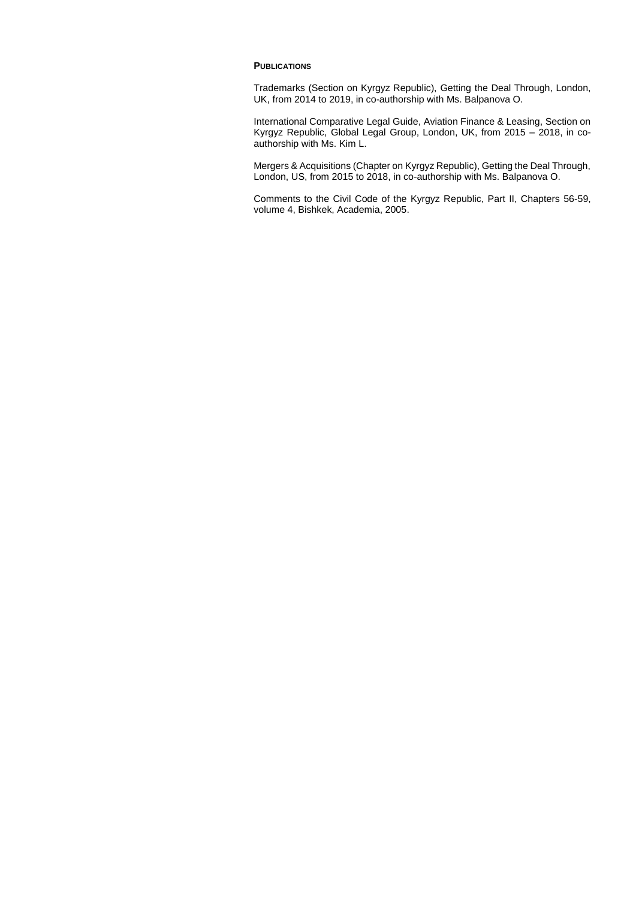**PUBLICATIONS**

Trademarks (Section on Kyrgyz Republic), Getting the Deal Through, London, UK, from 2014 to 2019, in co-authorship with Ms. Balpanova O.

International Comparative Legal Guide, Aviation Finance & Leasing, Section on Kyrgyz Republic, Global Legal Group, London, UK, from 2015 – 2018, in co-authorship with Ms. Kim L.

Mergers & Acquisitions (Chapter on Kyrgyz Republic), Getting the Deal Through, London, US, from 2015 to 2018, in co-authorship with Ms. Balpanova O.

Comments to the Civil Code of the Kyrgyz Republic, Part II, Chapters 56-59, volume 4, Bishkek, Academia, 2005.